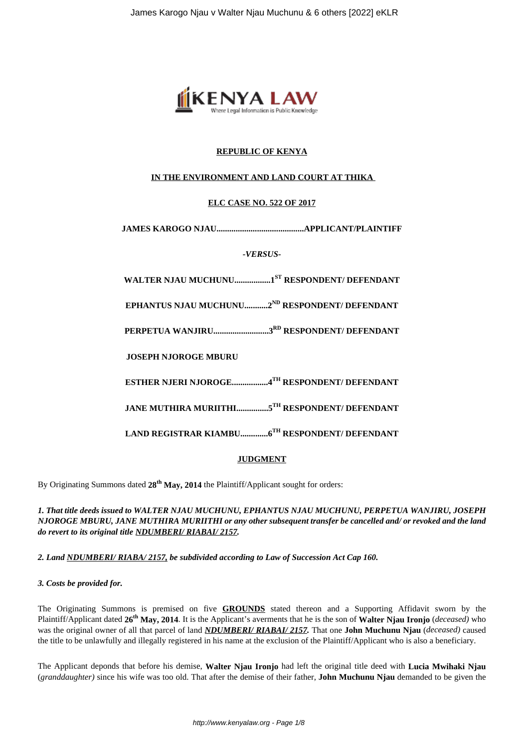**REPUBLIC OF KENYA**

**IN THE ENVIRONMENT AND LAND COURT AT THIKA**

**ELC CASE NO. 522 OF 2017**

**JAMES KAROGO NJAU.........................................APPLICANT/PLAINTIFF**

***-VERSUS-***

**WALTER NJAU MUCHUNU.................1ST RESPONDENT/ DEFENDANT**

**EPHANTUS NJAU MUCHUNU...........2ND RESPONDENT/ DEFENDANT**

**PERPETUA WANJIRU..........................3RD RESPONDENT/ DEFENDANT**

**JOSEPH NJOROGE MBURU**

**ESTHER NJERI NJOROGE.................4TH RESPONDENT/ DEFENDANT**

**JANE MUTHIRA MURIITHI...............5TH RESPONDENT/ DEFENDANT**

**LAND REGISTRAR KIAMBU.............6TH RESPONDENT/ DEFENDANT**

**JUDGMENT**

By Originating Summons dated **28th May, 2014** the Plaintiff/Applicant sought for orders:

***1. That title deeds issued to WALTER NJAU MUCHUNU, EPHANTUS NJAU MUCHUNU, PERPETUA WANJIRU, JOSEPH NJOROGE MBURU, JANE MUTHIRA MURIITHI or any other subsequent transfer be cancelled and/ or revoked and the land do revert to its original title NDUMBERI/ RIABAI/ 2157.***

***2. Land NDUMBERI/ RIABA/ 2157, be subdivided according to Law of Succession Act Cap 160.***

***3. Costs be provided for.***

The Originating Summons is premised on five **GROUNDS** stated thereon and a Supporting Affidavit sworn by the Plaintiff/Applicant dated **26th May, 2014**. It is the Applicant's averments that he is the son of **Walter Njau Ironjo** (*deceased)* who was the original owner of all that parcel of land ***NDUMBERI/ RIABAI/ 2157.*** That one **John Muchunu Njau** (*deceased)* caused the title to be unlawfully and illegally registered in his name at the exclusion of the Plaintiff/Applicant who is also a beneficiary.

The Applicant deponds that before his demise, **Walter Njau Ironjo** had left the original title deed with **Lucia Mwihaki Njau** (*granddaughter)* since his wife was too old. That after the demise of their father, **John Muchunu Njau** demanded to be given the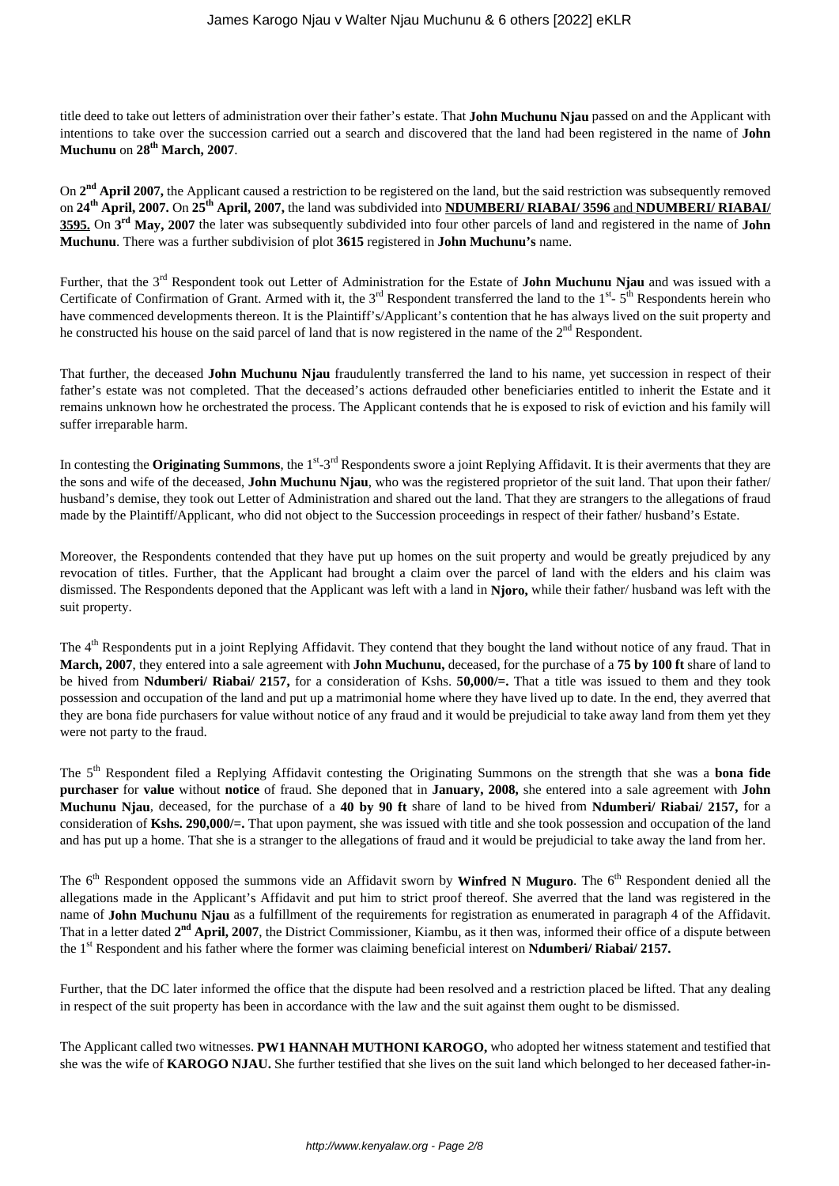title deed to take out letters of administration over their father's estate. That **John Muchunu Njau** passed on and the Applicant with intentions to take over the succession carried out a search and discovered that the land had been registered in the name of **John Muchunu** on **28th March, 2007**.

On **2nd April 2007,** the Applicant caused a restriction to be registered on the land, but the said restriction was subsequently removed on **24th April, 2007.** On **25th April, 2007,** the land was subdivided into **NDUMBERI/ RIABAI/ 3596** and **NDUMBERI/ RIABAI/ 3595.** On **3rd May, 2007** the later was subsequently subdivided into four other parcels of land and registered in the name of **John Muchunu**. There was a further subdivision of plot **3615** registered in **John Muchunu's** name.

Further, that the 3rd Respondent took out Letter of Administration for the Estate of **John Muchunu Njau** and was issued with a Certificate of Confirmation of Grant. Armed with it, the 3rd Respondent transferred the land to the 1st- 5th Respondents herein who have commenced developments thereon. It is the Plaintiff's/Applicant's contention that he has always lived on the suit property and he constructed his house on the said parcel of land that is now registered in the name of the 2nd Respondent.

That further, the deceased **John Muchunu Njau** fraudulently transferred the land to his name, yet succession in respect of their father's estate was not completed. That the deceased's actions defrauded other beneficiaries entitled to inherit the Estate and it remains unknown how he orchestrated the process. The Applicant contends that he is exposed to risk of eviction and his family will suffer irreparable harm.

In contesting the **Originating Summons**, the 1st-3rd Respondents swore a joint Replying Affidavit. It is their averments that they are the sons and wife of the deceased, **John Muchunu Njau**, who was the registered proprietor of the suit land. That upon their father/ husband's demise, they took out Letter of Administration and shared out the land. That they are strangers to the allegations of fraud made by the Plaintiff/Applicant, who did not object to the Succession proceedings in respect of their father/ husband's Estate.

Moreover, the Respondents contended that they have put up homes on the suit property and would be greatly prejudiced by any revocation of titles. Further, that the Applicant had brought a claim over the parcel of land with the elders and his claim was dismissed. The Respondents deponed that the Applicant was left with a land in **Njoro,** while their father/ husband was left with the suit property.

The 4th Respondents put in a joint Replying Affidavit. They contend that they bought the land without notice of any fraud. That in **March, 2007**, they entered into a sale agreement with **John Muchunu,** deceased, for the purchase of a **75 by 100 ft** share of land to be hived from **Ndumberi/ Riabai/ 2157,** for a consideration of Kshs. **50,000/=.** That a title was issued to them and they took possession and occupation of the land and put up a matrimonial home where they have lived up to date. In the end, they averred that they are bona fide purchasers for value without notice of any fraud and it would be prejudicial to take away land from them yet they were not party to the fraud.

The 5th Respondent filed a Replying Affidavit contesting the Originating Summons on the strength that she was a **bona fide purchaser** for **value** without **notice** of fraud. She deponed that in **January, 2008,** she entered into a sale agreement with **John Muchunu Njau**, deceased, for the purchase of a **40 by 90 ft** share of land to be hived from **Ndumberi/ Riabai/ 2157,** for a consideration of **Kshs. 290,000/=.** That upon payment, she was issued with title and she took possession and occupation of the land and has put up a home. That she is a stranger to the allegations of fraud and it would be prejudicial to take away the land from her.

The 6th Respondent opposed the summons vide an Affidavit sworn by **Winfred N Muguro**. The 6th Respondent denied all the allegations made in the Applicant's Affidavit and put him to strict proof thereof. She averred that the land was registered in the name of **John Muchunu Njau** as a fulfillment of the requirements for registration as enumerated in paragraph 4 of the Affidavit. That in a letter dated **2nd April, 2007**, the District Commissioner, Kiambu, as it then was, informed their office of a dispute between the 1st Respondent and his father where the former was claiming beneficial interest on **Ndumberi/ Riabai/ 2157.**

Further, that the DC later informed the office that the dispute had been resolved and a restriction placed be lifted. That any dealing in respect of the suit property has been in accordance with the law and the suit against them ought to be dismissed.

The Applicant called two witnesses. **PW1 HANNAH MUTHONI KAROGO,** who adopted her witness statement and testified that she was the wife of **KAROGO NJAU.** She further testified that she lives on the suit land which belonged to her deceased father-in-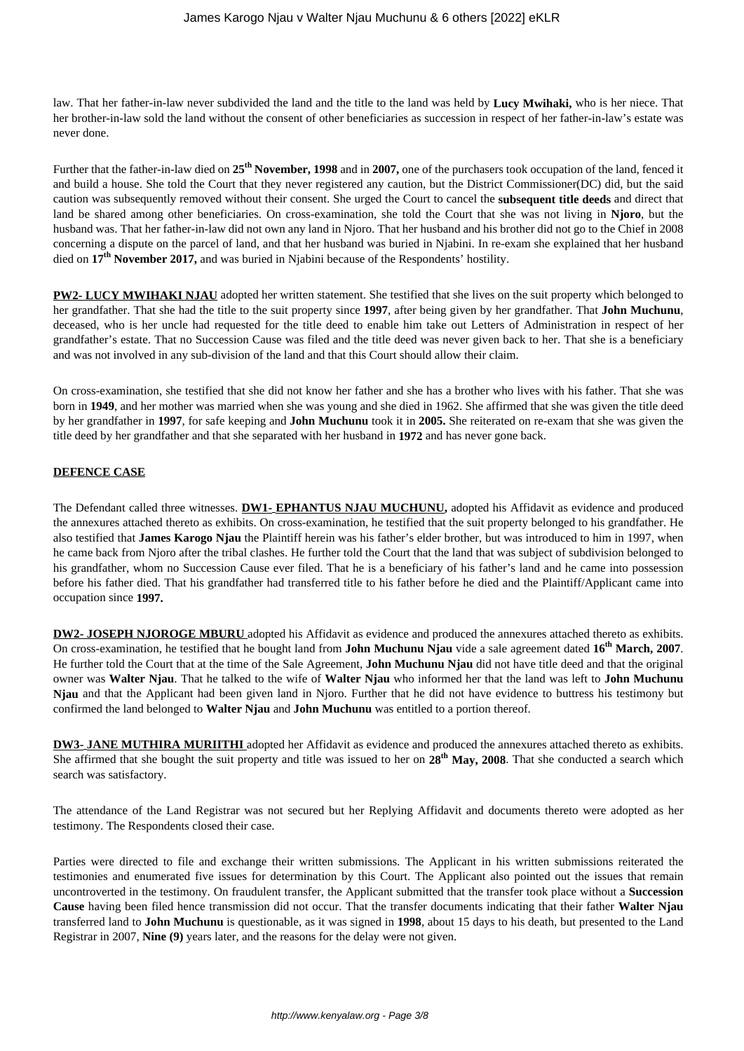law. That her father-in-law never subdivided the land and the title to the land was held by **Lucy Mwihaki,** who is her niece. That her brother-in-law sold the land without the consent of other beneficiaries as succession in respect of her father-in-law's estate was never done.

Further that the father-in-law died on **25th November, 1998** and in **2007,** one of the purchasers took occupation of the land, fenced it and build a house. She told the Court that they never registered any caution, but the District Commissioner(DC) did, but the said caution was subsequently removed without their consent. She urged the Court to cancel the **subsequent title deeds** and direct that land be shared among other beneficiaries. On cross-examination, she told the Court that she was not living in **Njoro**, but the husband was. That her father-in-law did not own any land in Njoro. That her husband and his brother did not go to the Chief in 2008 concerning a dispute on the parcel of land, and that her husband was buried in Njabini. In re-exam she explained that her husband died on **17th November 2017,** and was buried in Njabini because of the Respondents' hostility.

**PW2- LUCY MWIHAKI NJAU** adopted her written statement. She testified that she lives on the suit property which belonged to her grandfather. That she had the title to the suit property since **1997**, after being given by her grandfather. That **John Muchunu**, deceased, who is her uncle had requested for the title deed to enable him take out Letters of Administration in respect of her grandfather's estate. That no Succession Cause was filed and the title deed was never given back to her. That she is a beneficiary and was not involved in any sub-division of the land and that this Court should allow their claim.

On cross-examination, she testified that she did not know her father and she has a brother who lives with his father. That she was born in **1949**, and her mother was married when she was young and she died in 1962. She affirmed that she was given the title deed by her grandfather in **1997**, for safe keeping and **John Muchunu** took it in **2005.** She reiterated on re-exam that she was given the title deed by her grandfather and that she separated with her husband in **1972** and has never gone back.

**DEFENCE CASE**

The Defendant called three witnesses. **DW1- EPHANTUS NJAU MUCHUNU,** adopted his Affidavit as evidence and produced the annexures attached thereto as exhibits. On cross-examination, he testified that the suit property belonged to his grandfather. He also testified that **James Karogo Njau** the Plaintiff herein was his father's elder brother, but was introduced to him in 1997, when he came back from Njoro after the tribal clashes. He further told the Court that the land that was subject of subdivision belonged to his grandfather, whom no Succession Cause ever filed. That he is a beneficiary of his father's land and he came into possession before his father died. That his grandfather had transferred title to his father before he died and the Plaintiff/Applicant came into occupation since **1997.**

**DW2- JOSEPH NJOROGE MBURU** adopted his Affidavit as evidence and produced the annexures attached thereto as exhibits. On cross-examination, he testified that he bought land from **John Muchunu Njau** vide a sale agreement dated **16th March, 2007**. He further told the Court that at the time of the Sale Agreement, **John Muchunu Njau** did not have title deed and that the original owner was **Walter Njau**. That he talked to the wife of **Walter Njau** who informed her that the land was left to **John Muchunu Njau** and that the Applicant had been given land in Njoro. Further that he did not have evidence to buttress his testimony but confirmed the land belonged to **Walter Njau** and **John Muchunu** was entitled to a portion thereof.

**DW3- JANE MUTHIRA MURIITHI** adopted her Affidavit as evidence and produced the annexures attached thereto as exhibits. She affirmed that she bought the suit property and title was issued to her on **28th May, 2008**. That she conducted a search which search was satisfactory.

The attendance of the Land Registrar was not secured but her Replying Affidavit and documents thereto were adopted as her testimony. The Respondents closed their case.

Parties were directed to file and exchange their written submissions. The Applicant in his written submissions reiterated the testimonies and enumerated five issues for determination by this Court. The Applicant also pointed out the issues that remain uncontroverted in the testimony. On fraudulent transfer, the Applicant submitted that the transfer took place without a **Succession Cause** having been filed hence transmission did not occur. That the transfer documents indicating that their father **Walter Njau** transferred land to **John Muchunu** is questionable, as it was signed in **1998**, about 15 days to his death, but presented to the Land Registrar in 2007, **Nine (9)** years later, and the reasons for the delay were not given.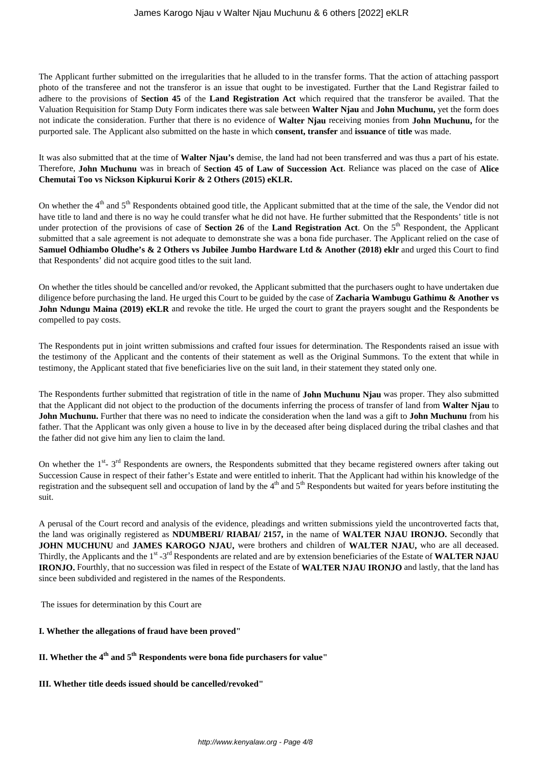The Applicant further submitted on the irregularities that he alluded to in the transfer forms. That the action of attaching passport photo of the transferee and not the transferor is an issue that ought to be investigated. Further that the Land Registrar failed to adhere to the provisions of **Section 45** of the **Land Registration Act** which required that the transferor be availed. That the Valuation Requisition for Stamp Duty Form indicates there was sale between **Walter Njau** and **John Muchunu,** yet the form does not indicate the consideration. Further that there is no evidence of **Walter Njau** receiving monies from **John Muchunu,** for the purported sale. The Applicant also submitted on the haste in which **consent, transfer** and **issuance** of **title** was made.

It was also submitted that at the time of **Walter Njau's** demise, the land had not been transferred and was thus a part of his estate. Therefore, **John Muchunu** was in breach of **Section 45 of Law of Succession Act**. Reliance was placed on the case of **Alice Chemutai Too vs Nickson Kipkurui Korir & 2 Others (2015) eKLR.**

On whether the 4th and 5th Respondents obtained good title, the Applicant submitted that at the time of the sale, the Vendor did not have title to land and there is no way he could transfer what he did not have. He further submitted that the Respondents' title is not under protection of the provisions of case of **Section 26** of the **Land Registration Act**. On the 5th Respondent, the Applicant submitted that a sale agreement is not adequate to demonstrate she was a bona fide purchaser. The Applicant relied on the case of **Samuel Odhiambo Oludhe's & 2 Others vs Jubilee Jumbo Hardware Ltd & Another (2018) eklr** and urged this Court to find that Respondents' did not acquire good titles to the suit land.

On whether the titles should be cancelled and/or revoked, the Applicant submitted that the purchasers ought to have undertaken due diligence before purchasing the land. He urged this Court to be guided by the case of **Zacharia Wambugu Gathimu & Another vs John Ndungu Maina (2019) eKLR** and revoke the title. He urged the court to grant the prayers sought and the Respondents be compelled to pay costs.

The Respondents put in joint written submissions and crafted four issues for determination. The Respondents raised an issue with the testimony of the Applicant and the contents of their statement as well as the Original Summons. To the extent that while in testimony, the Applicant stated that five beneficiaries live on the suit land, in their statement they stated only one.

The Respondents further submitted that registration of title in the name of **John Muchunu Njau** was proper. They also submitted that the Applicant did not object to the production of the documents inferring the process of transfer of land from **Walter Njau** to **John Muchunu.** Further that there was no need to indicate the consideration when the land was a gift to **John Muchunu** from his father. That the Applicant was only given a house to live in by the deceased after being displaced during the tribal clashes and that the father did not give him any lien to claim the land.

On whether the 1st- 3rd Respondents are owners, the Respondents submitted that they became registered owners after taking out Succession Cause in respect of their father's Estate and were entitled to inherit. That the Applicant had within his knowledge of the registration and the subsequent sell and occupation of land by the 4th and 5th Respondents but waited for years before instituting the suit.

A perusal of the Court record and analysis of the evidence, pleadings and written submissions yield the uncontroverted facts that, the land was originally registered as **NDUMBERI/ RIABAI/ 2157,** in the name of **WALTER NJAU IRONJO.** Secondly that **JOHN MUCHUNU** and **JAMES KAROGO NJAU,** were brothers and children of **WALTER NJAU,** who are all deceased. Thirdly, the Applicants and the 1st -3rd Respondents are related and are by extension beneficiaries of the Estate of **WALTER NJAU IRONJO.** Fourthly, that no succession was filed in respect of the Estate of **WALTER NJAU IRONJO** and lastly, that the land has since been subdivided and registered in the names of the Respondents.

The issues for determination by this Court are

**I. Whether the allegations of fraud have been proved"**

**II. Whether the 4th and 5th Respondents were bona fide purchasers for value"**

**III. Whether title deeds issued should be cancelled/revoked"**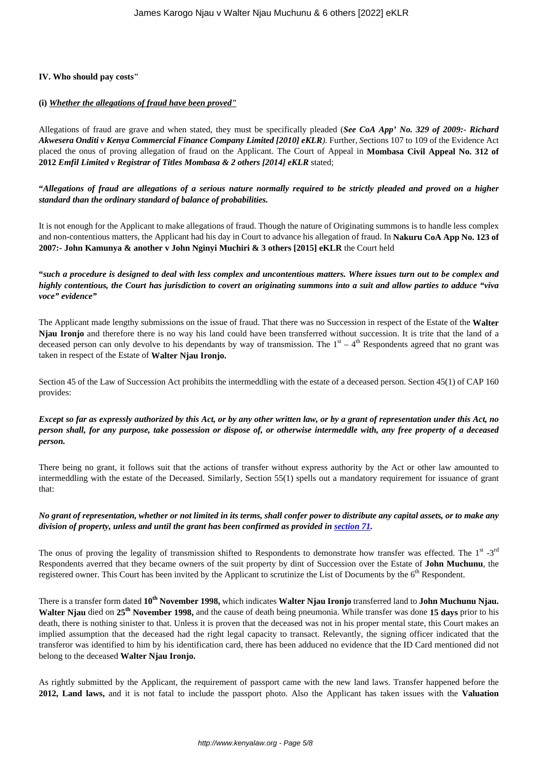**IV. Who should pay costs"**

**(i)** ***Whether the allegations of fraud have been proved"***

Allegations of fraud are grave and when stated, they must be specifically pleaded (***See CoA App' No. 329 of 2009:- Richard Akwesera Onditi v Kenya Commercial Finance Company Limited [2010] eKLR****)*. Further, *S*ections 107 to 109 of the Evidence Act placed the onus of proving allegation of fraud on the Applicant. The Court of Appeal in **Mombasa Civil Appeal No. 312 of 2012** ***Emfil Limited v Registrar of Titles Mombasa & 2 others [2014] eKLR*** stated;

**"*Allegations of fraud are allegations of a serious nature normally required to be strictly pleaded and proved on a higher standard than the ordinary standard of balance of probabilities.***

It is not enough for the Applicant to make allegations of fraud. Though the nature of Originating summons is to handle less complex and non-contentious matters, the Applicant had his day in Court to advance his allegation of fraud. In **Nakuru CoA App No. 123 of 2007:- John Kamunya & another v John Nginyi Muchiri & 3 others [2015] eKLR** the Court held

**"*such a procedure is designed to deal with less complex and uncontentious matters. Where issues turn out to be complex and highly contentious, the Court has jurisdiction to covert an originating summons into a suit and allow parties to adduce "viva voce" evidence"***

The Applicant made lengthy submissions on the issue of fraud. That there was no Succession in respect of the Estate of the **Walter Njau Ironjo** and therefore there is no way his land could have been transferred without succession. It is trite that the land of a deceased person can only devolve to his dependants by way of transmission. The 1st – 4th Respondents agreed that no grant was taken in respect of the Estate of **Walter Njau Ironjo.**

Section 45 of the Law of Succession Act prohibits the intermeddling with the estate of a deceased person. Section 45(1) of CAP 160 provides:

***Except so far as expressly authorized by this Act, or by any other written law, or by a grant of representation under this Act, no person shall, for any purpose, take possession or dispose of, or otherwise intermeddle with, any free property of a deceased person.***

There being no grant, it follows suit that the actions of transfer without express authority by the Act or other law amounted to intermeddling with the estate of the Deceased. Similarly, Section 55(1) spells out a mandatory requirement for issuance of grant that:

***No grant of representation, whether or not limited in its terms, shall confer power to distribute any capital assets, or to make any division of property, unless and until the grant has been confirmed as provided in section 71.***

The onus of proving the legality of transmission shifted to Respondents to demonstrate how transfer was effected. The 1st -3rd Respondents averred that they became owners of the suit property by dint of Succession over the Estate of **John Muchunu**, the registered owner. This Court has been invited by the Applicant to scrutinize the List of Documents by the 6th Respondent.

There is a transfer form dated **10th November 1998,** which indicates **Walter Njau Ironjo** transferred land to **John Muchunu Njau. Walter Njau** died on **25th November 1998,** and the cause of death being pneumonia. While transfer was done **15 days** prior to his death, there is nothing sinister to that. Unless it is proven that the deceased was not in his proper mental state, this Court makes an implied assumption that the deceased had the right legal capacity to transact. Relevantly, the signing officer indicated that the transferor was identified to him by his identification card, there has been adduced no evidence that the ID Card mentioned did not belong to the deceased **Walter Njau Ironjo.**

As rightly submitted by the Applicant, the requirement of passport came with the new land laws. Transfer happened before the **2012, Land laws,** and it is not fatal to include the passport photo. Also the Applicant has taken issues with the **Valuation**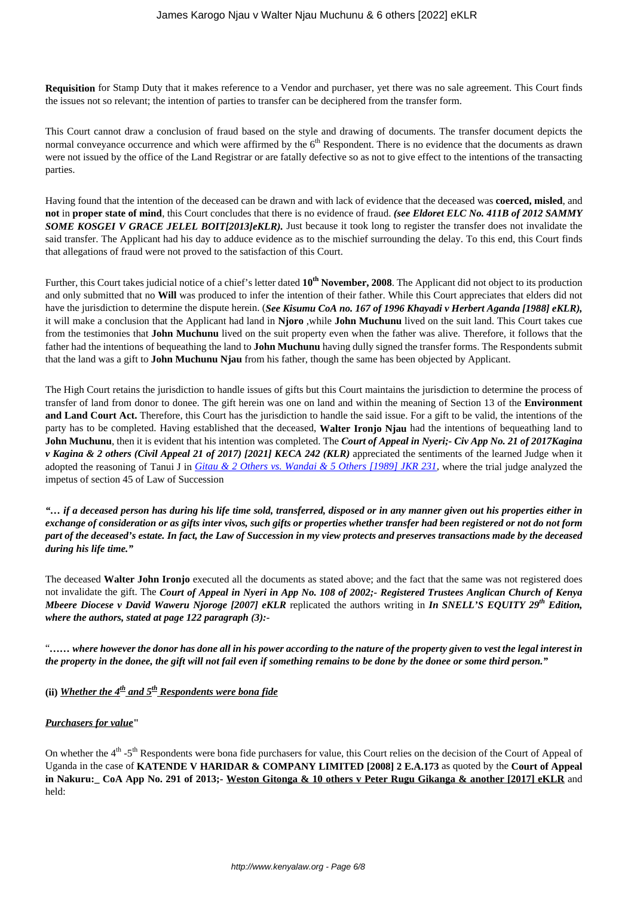**Requisition** for Stamp Duty that it makes reference to a Vendor and purchaser, yet there was no sale agreement. This Court finds the issues not so relevant; the intention of parties to transfer can be deciphered from the transfer form.

This Court cannot draw a conclusion of fraud based on the style and drawing of documents. The transfer document depicts the normal conveyance occurrence and which were affirmed by the 6th Respondent. There is no evidence that the documents as drawn were not issued by the office of the Land Registrar or are fatally defective so as not to give effect to the intentions of the transacting parties.

Having found that the intention of the deceased can be drawn and with lack of evidence that the deceased was **coerced, misled**, and **not** in **proper state of mind**, this Court concludes that there is no evidence of fraud. ***(see Eldoret ELC No. 411B of 2012 SAMMY SOME KOSGEI V GRACE JELEL BOIT[2013]eKLR).*** Just because it took long to register the transfer does not invalidate the said transfer. The Applicant had his day to adduce evidence as to the mischief surrounding the delay. To this end, this Court finds that allegations of fraud were not proved to the satisfaction of this Court.

Further, this Court takes judicial notice of a chief's letter dated **10th November, 2008**. The Applicant did not object to its production and only submitted that no **Will** was produced to infer the intention of their father. While this Court appreciates that elders did not have the jurisdiction to determine the dispute herein. (***See Kisumu CoA no. 167 of 1996 Khayadi v Herbert Aganda [1988] eKLR),*** it will make a conclusion that the Applicant had land in **Njoro** ,while **John Muchunu** lived on the suit land. This Court takes cue from the testimonies that **John Muchunu** lived on the suit property even when the father was alive. Therefore, it follows that the father had the intentions of bequeathing the land to **John Muchunu** having dully signed the transfer forms. The Respondents submit that the land was a gift to **John Muchunu Njau** from his father, though the same has been objected by Applicant.

The High Court retains the jurisdiction to handle issues of gifts but this Court maintains the jurisdiction to determine the process of transfer of land from donor to donee. The gift herein was one on land and within the meaning of Section 13 of the **Environment and Land Court Act.** Therefore, this Court has the jurisdiction to handle the said issue. For a gift to be valid, the intentions of the party has to be completed. Having established that the deceased, **Walter Ironjo Njau** had the intentions of bequeathing land to **John Muchunu**, then it is evident that his intention was completed. The ***Court of Appeal in Nyeri;- Civ App No. 21 of 2017Kagina v Kagina & 2 others (Civil Appeal 21 of 2017) [2021] KECA 242 (KLR)*** appreciated the sentiments of the learned Judge when it adopted the reasoning of Tanui J in *Gitau & 2 Others vs. Wandai & 5 Others [1989] JKR 231*, where the trial judge analyzed the impetus of section 45 of Law of Succession

***"… if a deceased person has during his life time sold, transferred, disposed or in any manner given out his properties either in exchange of consideration or as gifts inter vivos, such gifts or properties whether transfer had been registered or not do not form part of the deceased's estate. In fact, the Law of Succession in my view protects and preserves transactions made by the deceased during his life time."***

The deceased **Walter John Ironjo** executed all the documents as stated above; and the fact that the same was not registered does not invalidate the gift. The ***Court of Appeal in Nyeri in App No. 108 of 2002;- Registered Trustees Anglican Church of Kenya Mbeere Diocese v David Waweru Njoroge [2007] eKLR*** replicated the authors writing in ***In SNELL'S EQUITY 29th Edition, where the authors, stated at page 122 paragraph (3):-***

"***…… where however the donor has done all in his power according to the nature of the property given to vest the legal interest in the property in the donee, the gift will not fail even if something remains to be done by the donee or some third person."***

**(ii) *Whether the 4th and 5th Respondents were bona fide***

***Purchasers for value*"**

On whether the 4th -5th Respondents were bona fide purchasers for value, this Court relies on the decision of the Court of Appeal of Uganda in the case of **KATENDE V HARIDAR & COMPANY LIMITED [2008] 2 E.A.173** as quoted by the **Court of Appeal in Nakuru:\_ CoA App No. 291 of 2013;- Weston Gitonga & 10 others v Peter Rugu Gikanga & another [2017] eKLR** and held: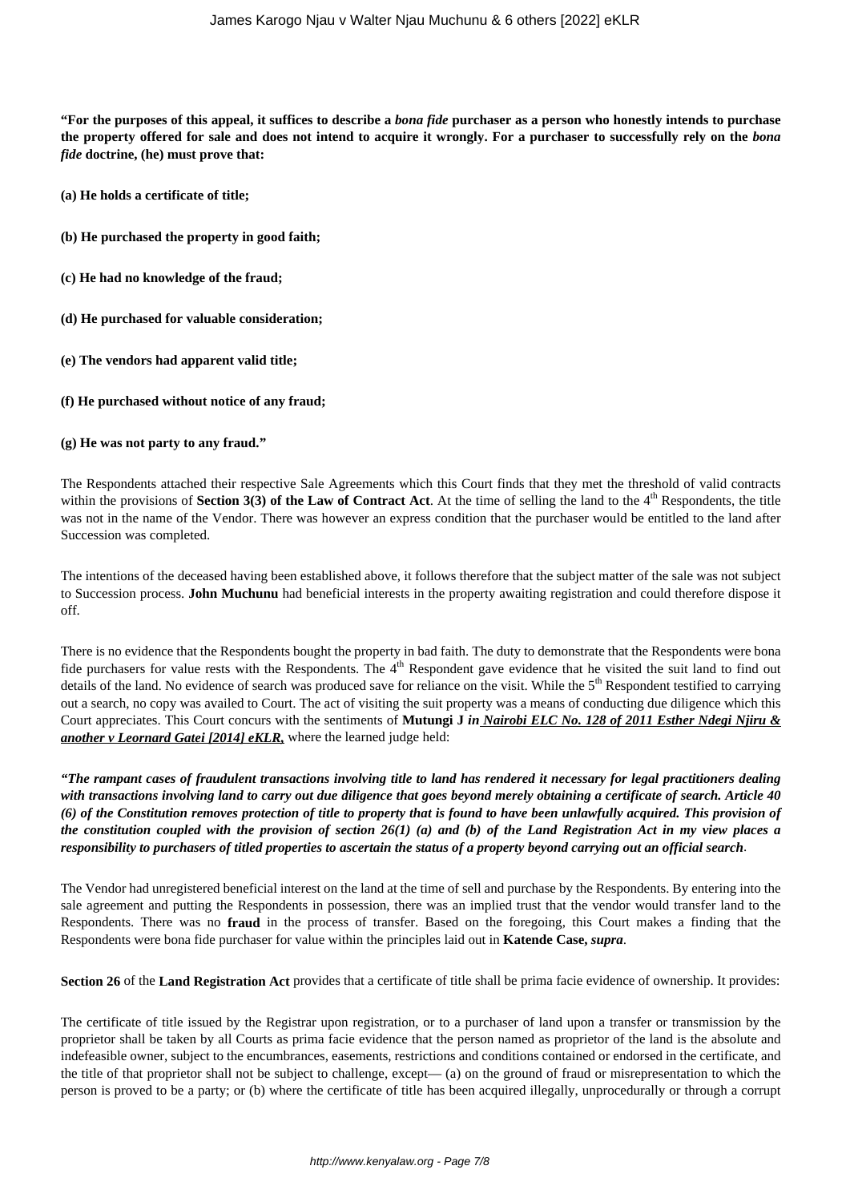**"For the purposes of this appeal, it suffices to describe a *bona fide* purchaser as a person who honestly intends to purchase the property offered for sale and does not intend to acquire it wrongly. For a purchaser to successfully rely on the *bona fide* doctrine, (he) must prove that:**

**(a) He holds a certificate of title;**

**(b) He purchased the property in good faith;**

**(c) He had no knowledge of the fraud;**

**(d) He purchased for valuable consideration;**

**(e) The vendors had apparent valid title;**

**(f) He purchased without notice of any fraud;**

**(g) He was not party to any fraud."**

The Respondents attached their respective Sale Agreements which this Court finds that they met the threshold of valid contracts within the provisions of **Section 3(3) of the Law of Contract Act**. At the time of selling the land to the 4th Respondents, the title was not in the name of the Vendor. There was however an express condition that the purchaser would be entitled to the land after Succession was completed.

The intentions of the deceased having been established above, it follows therefore that the subject matter of the sale was not subject to Succession process. **John Muchunu** had beneficial interests in the property awaiting registration and could therefore dispose it off.

There is no evidence that the Respondents bought the property in bad faith. The duty to demonstrate that the Respondents were bona fide purchasers for value rests with the Respondents. The 4th Respondent gave evidence that he visited the suit land to find out details of the land. No evidence of search was produced save for reliance on the visit. While the 5th Respondent testified to carrying out a search, no copy was availed to Court. The act of visiting the suit property was a means of conducting due diligence which this Court appreciates. This Court concurs with the sentiments of **Mutungi J** *in* ***Nairobi ELC No. 128 of 2011 Esther Ndegi Njiru & another v Leornard Gatei [2014] eKLR,*** where the learned judge held:

***"The rampant cases of fraudulent transactions involving title to land has rendered it necessary for legal practitioners dealing with transactions involving land to carry out due diligence that goes beyond merely obtaining a certificate of search. Article 40 (6) of the Constitution removes protection of title to property that is found to have been unlawfully acquired. This provision of the constitution coupled with the provision of section 26(1) (a) and (b) of the Land Registration Act in my view places a responsibility to purchasers of titled properties to ascertain the status of a property beyond carrying out an official search***.

The Vendor had unregistered beneficial interest on the land at the time of sell and purchase by the Respondents. By entering into the sale agreement and putting the Respondents in possession, there was an implied trust that the vendor would transfer land to the Respondents. There was no **fraud** in the process of transfer. Based on the foregoing, this Court makes a finding that the Respondents were bona fide purchaser for value within the principles laid out in **Katende Case,** ***supra***.

**Section 26** of the **Land Registration Act** provides that a certificate of title shall be prima facie evidence of ownership. It provides:

The certificate of title issued by the Registrar upon registration, or to a purchaser of land upon a transfer or transmission by the proprietor shall be taken by all Courts as prima facie evidence that the person named as proprietor of the land is the absolute and indefeasible owner, subject to the encumbrances, easements, restrictions and conditions contained or endorsed in the certificate, and the title of that proprietor shall not be subject to challenge, except— (a) on the ground of fraud or misrepresentation to which the person is proved to be a party; or (b) where the certificate of title has been acquired illegally, unprocedurally or through a corrupt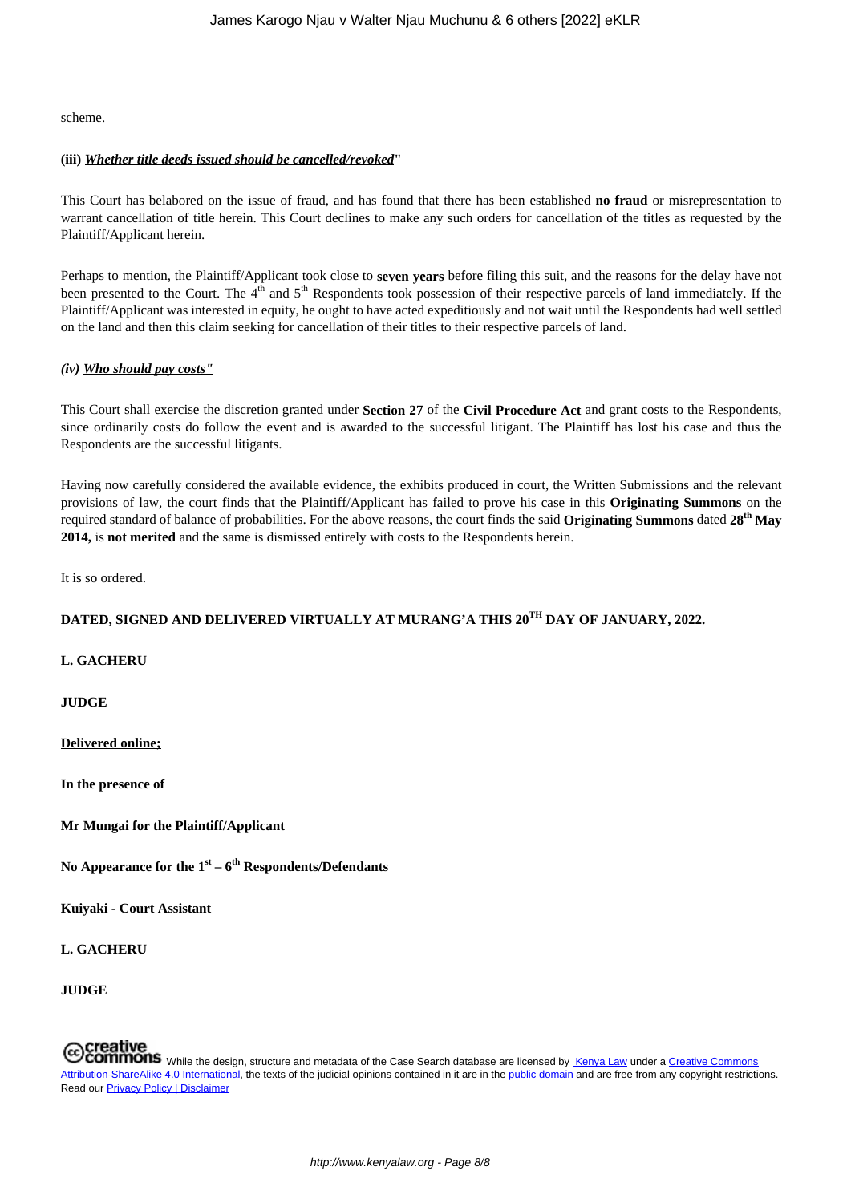scheme.

**(iii)** ***<u>Whether title deeds issued should be cancelled/revoked</u>*"**

This Court has belabored on the issue of fraud, and has found that there has been established **no fraud** or misrepresentation to warrant cancellation of title herein. This Court declines to make any such orders for cancellation of the titles as requested by the Plaintiff/Applicant herein.

Perhaps to mention, the Plaintiff/Applicant took close to **seven years** before filing this suit, and the reasons for the delay have not been presented to the Court. The 4th and 5th Respondents took possession of their respective parcels of land immediately. If the Plaintiff/Applicant was interested in equity, he ought to have acted expeditiously and not wait until the Respondents had well settled on the land and then this claim seeking for cancellation of their titles to their respective parcels of land.

***(iv) <u>Who should pay costs"</u>***

This Court shall exercise the discretion granted under **Section 27** of the **Civil Procedure Act** and grant costs to the Respondents, since ordinarily costs do follow the event and is awarded to the successful litigant. The Plaintiff has lost his case and thus the Respondents are the successful litigants.

Having now carefully considered the available evidence, the exhibits produced in court, the Written Submissions and the relevant provisions of law, the court finds that the Plaintiff/Applicant has failed to prove his case in this **Originating Summons** on the required standard of balance of probabilities. For the above reasons, the court finds the said **Originating Summons** dated **28th May 2014,** is **not merited** and the same is dismissed entirely with costs to the Respondents herein.

It is so ordered.

**DATED, SIGNED AND DELIVERED VIRTUALLY AT MURANG'A THIS 20TH DAY OF JANUARY, 2022.**

**L. GACHERU**

**JUDGE**

**<u>Delivered online;</u>**

**In the presence of**

**Mr Mungai for the Plaintiff/Applicant**

**No Appearance for the 1st – 6th Respondents/Defendants**

**Kuiyaki - Court Assistant**

**L. GACHERU**

**JUDGE**

While the design, structure and metadata of the Case Search database are licensed by Kenya Law under a Creative Commons Attribution-ShareAlike 4.0 International, the texts of the judicial opinions contained in it are in the public domain and are free from any copyright restrictions. Read our Privacy Policy | Disclaimer